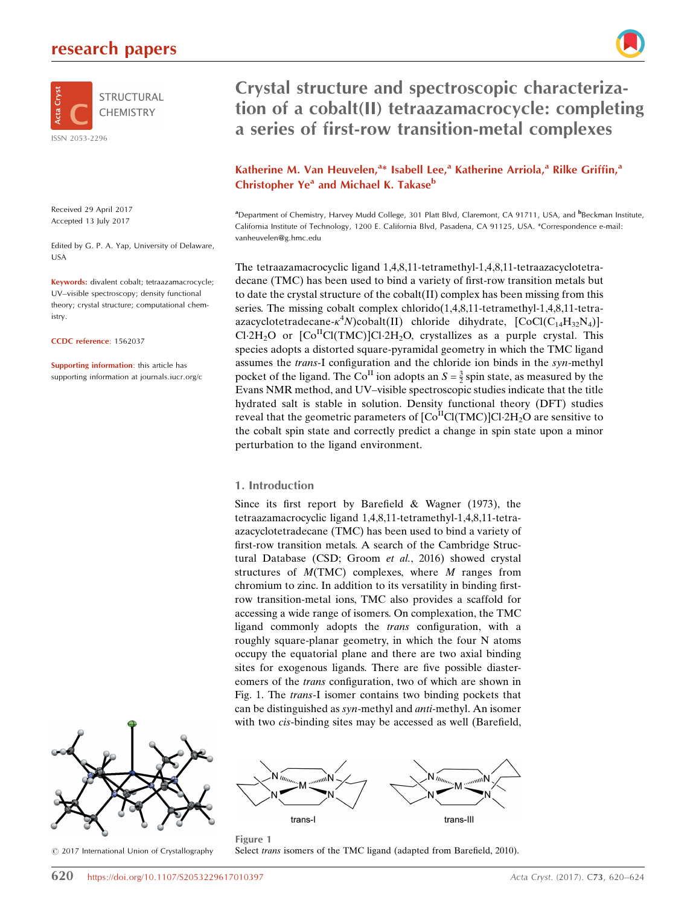# Crystal structure and spectroscopic characterization of a cobalt(II) tetraazamacrocycle: completing a series of first-row transition-metal complexes

**Katherine M. Van Heuvelen,[a]* Isabell Lee,[a] Katherine Arriola,[a] Rilke Griffin,[a] Christopher Ye[a] and Michael K. Takase[b]**

[a]Department of Chemistry, Harvey Mudd College, 301 Platt Blvd, Claremont, CA 91711, USA, and [b]Beckman Institute, California Institute of Technology, 1200 E. California Blvd, Pasadena, CA 91125, USA. *Correspondence e-mail: vanheuvelen@g.hmc.edu

Received 29 April 2017
Accepted 13 July 2017

Edited by G. P. A. Yap, University of Delaware, USA

**Keywords:** divalent cobalt; tetraazamacrocycle; UV–visible spectroscopy; density functional theory; crystal structure; computational chemistry.

**CCDC reference**: 1562037

**Supporting information**: this article has supporting information at journals.iucr.org/c

The tetraazamacrocyclic ligand 1,4,8,11-tetramethyl-1,4,8,11-tetraazacyclotetradecane (TMC) has been used to bind a variety of first-row transition metals but to date the crystal structure of the cobalt(II) complex has been missing from this series. The missing cobalt complex chlorido(1,4,8,11-tetramethyl-1,4,8,11-tetraazacyclotetradecane-$\kappa^4N$)cobalt(II) chloride dihydrate, $[CoCl(C_{14}H_{32}N_4)]Cl\cdot 2H_2O$ or $[Co^{II}Cl(TMC)]Cl\cdot 2H_2O$, crystallizes as a purple crystal. This species adopts a distorted square-pyramidal geometry in which the TMC ligand assumes the *trans*-I configuration and the chloride ion binds in the *syn*-methyl pocket of the ligand. The $Co^{II}$ ion adopts an $S = \frac{3}{2}$ spin state, as measured by the Evans NMR method, and UV–visible spectroscopic studies indicate that the title hydrated salt is stable in solution. Density functional theory (DFT) studies reveal that the geometric parameters of $[Co^{II}Cl(TMC)]Cl\cdot 2H_2O$ are sensitive to the cobalt spin state and correctly predict a change in spin state upon a minor perturbation to the ligand environment.

## 1. Introduction

Since its first report by Barefield & Wagner (1973), the tetraazamacrocyclic ligand 1,4,8,11-tetramethyl-1,4,8,11-tetraazacyclotetradecane (TMC) has been used to bind a variety of first-row transition metals. A search of the Cambridge Structural Database (CSD; Groom *et al.*, 2016) showed crystal structures of *M*(TMC) complexes, where *M* ranges from chromium to zinc. In addition to its versatility in binding first-row transition-metal ions, TMC also provides a scaffold for accessing a wide range of isomers. On complexation, the TMC ligand commonly adopts the *trans* configuration, with a roughly square-planar geometry, in which the four N atoms occupy the equatorial plane and there are two axial binding sites for exogenous ligands. There are five possible diastereomers of the *trans* configuration, two of which are shown in Fig. 1. The *trans*-I isomer contains two binding pockets that can be distinguished as *syn*-methyl and *anti*-methyl. An isomer with two *cis*-binding sites may be accessed as well (Barefield,

Figure 1
Select *trans* isomers of the TMC ligand (adapted from Barefield, 2010).

© 2017 International Union of Crystallography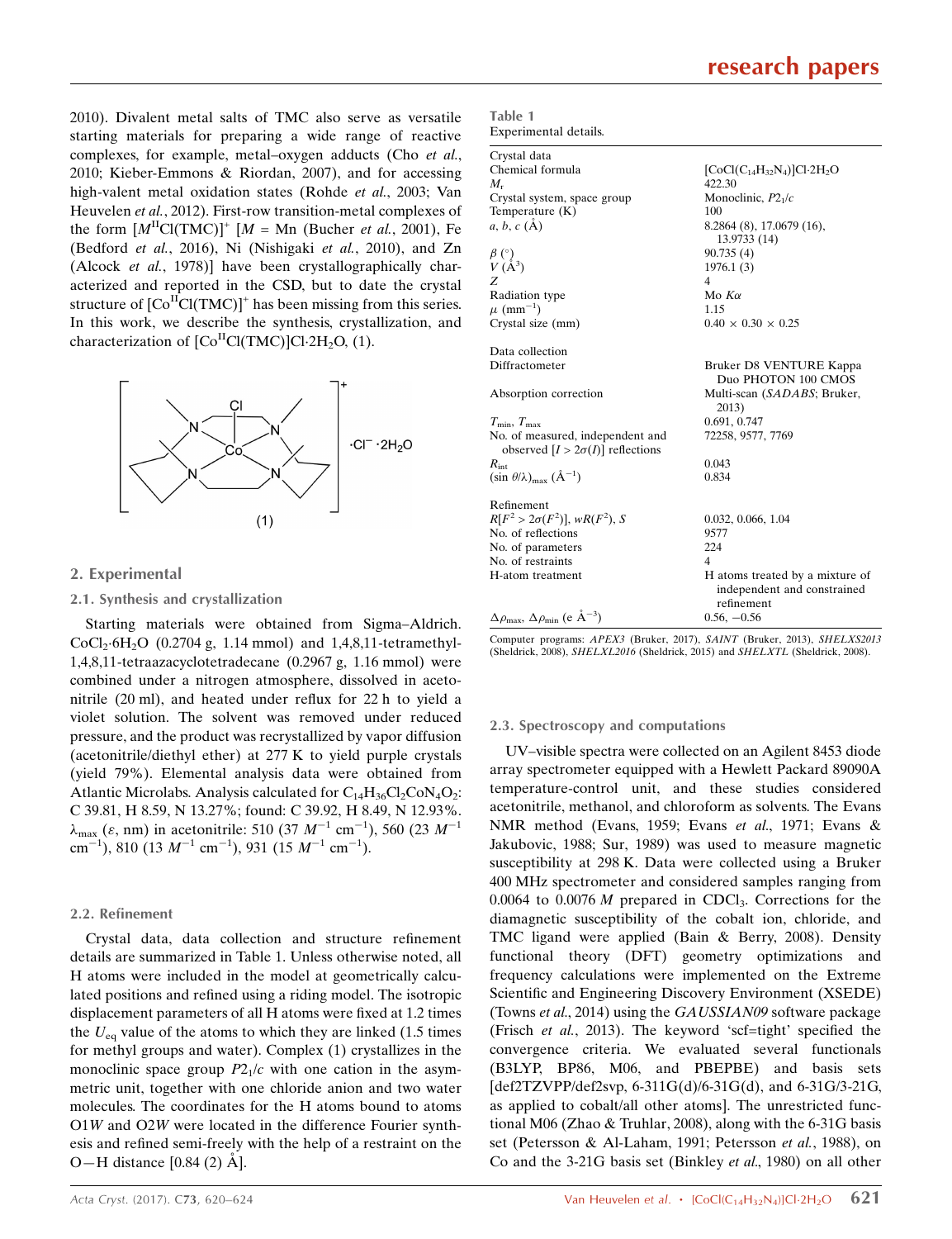2010). Divalent metal salts of TMC also serve as versatile starting materials for preparing a wide range of reactive complexes, for example, metal–oxygen adducts (Cho *et al.*, 2010; Kieber-Emmons & Riordan, 2007), and for accessing high-valent metal oxidation states (Rohde *et al.*, 2003; Van Heuvelen *et al.*, 2012). First-row transition-metal complexes of the form $[M^{II}Cl(TMC)]^+$ [$M$ = Mn (Bucher *et al.*, 2001), Fe (Bedford *et al.*, 2016), Ni (Nishigaki *et al.*, 2010), and Zn (Alcock *et al.*, 1978)] have been crystallographically characterized and reported in the CSD, but to date the crystal structure of $[Co^{II}Cl(TMC)]^+$ has been missing from this series. In this work, we describe the synthesis, crystallization, and characterization of $[Co^{II}Cl(TMC)]Cl\cdot 2H_2O$, (1).

(1)

## 2. Experimental

### 2.1. Synthesis and crystallization

Starting materials were obtained from Sigma–Aldrich. $CoCl_2\cdot 6H_2O$ (0.2704 g, 1.14 mmol) and 1,4,8,11-tetramethyl-1,4,8,11-tetraazacyclotetradecane (0.2967 g, 1.16 mmol) were combined under a nitrogen atmosphere, dissolved in acetonitrile (20 ml), and heated under reflux for 22 h to yield a violet solution. The solvent was removed under reduced pressure, and the product was recrystallized by vapor diffusion (acetonitrile/diethyl ether) at 277 K to yield purple crystals (yield 79%). Elemental analysis data were obtained from Atlantic Microlabs. Analysis calculated for $C_{14}H_{36}Cl_2CoN_4O_2$: C 39.81, H 8.59, N 13.27%; found: C 39.92, H 8.49, N 12.93%. $\lambda_{max}$ ($\varepsilon$, nm) in acetonitrile: 510 (37 $M^{-1}$ cm$^{-1}$), 560 (23 $M^{-1}$ cm$^{-1}$), 810 (13 $M^{-1}$ cm$^{-1}$), 931 (15 $M^{-1}$ cm$^{-1}$).

### 2.2. Refinement

Crystal data, data collection and structure refinement details are summarized in Table 1. Unless otherwise noted, all H atoms were included in the model at geometrically calculated positions and refined using a riding model. The isotropic displacement parameters of all H atoms were fixed at 1.2 times the $U_{eq}$ value of the atoms to which they are linked (1.5 times for methyl groups and water). Complex (1) crystallizes in the monoclinic space group $P2_1/c$ with one cation in the asymmetric unit, together with one chloride anion and two water molecules. The coordinates for the H atoms bound to atoms O1*W* and O2*W* were located in the difference Fourier synthesis and refined semi-freely with the help of a restraint on the O—H distance [0.84 (2) Å].

**Table 1**
Experimental details.

| | |
|---|---|
| **Crystal data** | |
| Chemical formula | $[CoCl(C_{14}H_{32}N_4)]Cl\cdot 2H_2O$ |
| $M_r$ | 422.30 |
| Crystal system, space group | Monoclinic, $P2_1/c$ |
| Temperature (K) | 100 |
| $a$, $b$, $c$ (Å) | 8.2864 (8), 17.0679 (16), 13.9733 (14) |
| $\beta$ (°) | 90.735 (4) |
| $V$ (Å$^3$) | 1976.1 (3) |
| $Z$ | 4 |
| Radiation type | Mo $K\alpha$ |
| $\mu$ (mm$^{-1}$) | 1.15 |
| Crystal size (mm) | 0.40 × 0.30 × 0.25 |
| **Data collection** | |
| Diffractometer | Bruker D8 VENTURE Kappa Duo PHOTON 100 CMOS |
| Absorption correction | Multi-scan (*SADABS*; Bruker, 2013) |
| $T_{min}$, $T_{max}$ | 0.691, 0.747 |
| No. of measured, independent and observed [$I > 2\sigma(I)$] reflections | 72258, 9577, 7769 |
| $R_{int}$ | 0.043 |
| $(\sin \theta/\lambda)_{max}$ (Å$^{-1}$) | 0.834 |
| **Refinement** | |
| $R[F^2 > 2\sigma(F^2)]$, $wR(F^2)$, $S$ | 0.032, 0.066, 1.04 |
| No. of reflections | 9577 |
| No. of parameters | 224 |
| No. of restraints | 4 |
| H-atom treatment | H atoms treated by a mixture of independent and constrained refinement |
| $\Delta\rho_{max}$, $\Delta\rho_{min}$ (e Å$^{-3}$) | 0.56, −0.56 |

Computer programs: *APEX3* (Bruker, 2017), *SAINT* (Bruker, 2013), *SHELXS2013* (Sheldrick, 2008), *SHELXL2016* (Sheldrick, 2015) and *SHELXTL* (Sheldrick, 2008).

### 2.3. Spectroscopy and computations

UV–visible spectra were collected on an Agilent 8453 diode array spectrometer equipped with a Hewlett Packard 89090A temperature-control unit, and these studies considered acetonitrile, methanol, and chloroform as solvents. The Evans NMR method (Evans, 1959; Evans *et al.*, 1971; Evans & Jakubovic, 1988; Sur, 1989) was used to measure magnetic susceptibility at 298 K. Data were collected using a Bruker 400 MHz spectrometer and considered samples ranging from 0.0064 to 0.0076 $M$ prepared in $CDCl_3$. Corrections for the diamagnetic susceptibility of the cobalt ion, chloride, and TMC ligand were applied (Bain & Berry, 2008). Density functional theory (DFT) geometry optimizations and frequency calculations were implemented on the Extreme Scientific and Engineering Discovery Environment (XSEDE) (Towns *et al.*, 2014) using the *GAUSSIAN09* software package (Frisch *et al.*, 2013). The keyword 'scf=tight' specified the convergence criteria. We evaluated several functionals (B3LYP, BP86, M06, and PBEPBE) and basis sets [def2TZVPP/def2svp, 6-311G(d)/6-31G(d), and 6-31G/3-21G, as applied to cobalt/all other atoms]. The unrestricted functional M06 (Zhao & Truhlar, 2008), along with the 6-31G basis set (Petersson & Al-Laham, 1991; Petersson *et al.*, 1988), on Co and the 3-21G basis set (Binkley *et al.*, 1980) on all other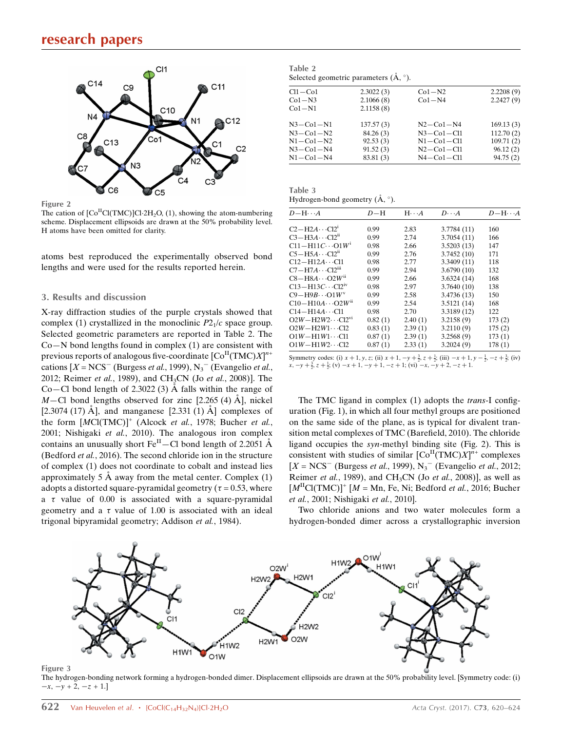Figure 2

The cation of $[Co^{II}Cl(TMC)]Cl\cdot 2H_2O$, (1), showing the atom-numbering scheme. Displacement ellipsoids are drawn at the 50% probability level. H atoms have been omitted for clarity.

atoms best reproduced the experimentally observed bond lengths and were used for the results reported herein.

## 3. Results and discussion

X-ray diffraction studies of the purple crystals showed that complex (1) crystallized in the monoclinic $P2_1/c$ space group. Selected geometric parameters are reported in Table 2. The Co—N bond lengths found in complex (1) are consistent with previous reports of analogous five-coordinate $[Co^{II}(TMC)X]^{n+}$ cations [$X = NCS^-$ (Burgess *et al.*, 1999), $N_3^-$ (Evangelio *et al.*, 2012; Reimer *et al.*, 1989), and $CH_3CN$ (Jo *et al.*, 2008)]. The Co—Cl bond length of 2.3022 (3) Å falls within the range of $M$—Cl bond lengths observed for zinc [2.265 (4) Å], nickel [2.3074 (17) Å], and manganese [2.331 (1) Å] complexes of the form $[M\text{Cl(TMC)}]^+$ (Alcock *et al.*, 1978; Bucher *et al.*, 2001; Nishigaki *et al.*, 2010). The analogous iron complex contains an unusually short $Fe^{II}$—Cl bond length of 2.2051 Å (Bedford *et al.*, 2016). The second chloride ion in the structure of complex (1) does not coordinate to cobalt and instead lies approximately 5 Å away from the metal center. Complex (1) adopts a distorted square-pyramidal geometry ($\tau = 0.53$, where a $\tau$ value of 0.00 is associated with a square-pyramidal geometry and a $\tau$ value of 1.00 is associated with an ideal trigonal bipyramidal geometry; Addison *et al.*, 1984).

Table 2
Selected geometric parameters (Å, °).

| | | | |
|---|---|---|---|
| Cl1—Co1 | 2.3022 (3) | Co1—N2 | 2.2208 (9) |
| Co1—N3 | 2.1066 (8) | Co1—N4 | 2.2427 (9) |
| Co1—N1 | 2.1158 (8) | | |
| N3—Co1—N1 | 137.57 (3) | N2—Co1—N4 | 169.13 (3) |
| N3—Co1—N2 | 84.26 (3) | N3—Co1—Cl1 | 112.70 (2) |
| N1—Co1—N2 | 92.53 (3) | N1—Co1—Cl1 | 109.71 (2) |
| N3—Co1—N4 | 91.52 (3) | N2—Co1—Cl1 | 96.12 (2) |
| N1—Co1—N4 | 83.81 (3) | N4—Co1—Cl1 | 94.75 (2) |

Table 3
Hydrogen-bond geometry (Å, °).

| $D$—H···$A$ | $D$—H | H···$A$ | $D$···$A$ | $D$—H···$A$ |
|---|---|---|---|---|
| C2—H2A···Cl2[i] | 0.99 | 2.83 | 3.7784 (11) | 160 |
| C3—H3A···Cl2[ii] | 0.99 | 2.74 | 3.7054 (11) | 166 |
| C11—H11C···O1W[i] | 0.98 | 2.66 | 3.5203 (13) | 147 |
| C5—H5A···Cl2[ii] | 0.99 | 2.76 | 3.7452 (10) | 171 |
| C12—H12A···Cl1 | 0.98 | 2.77 | 3.3409 (11) | 118 |
| C7—H7A···Cl2[iii] | 0.99 | 2.94 | 3.6790 (10) | 132 |
| C8—H8A···O2W[ii] | 0.99 | 2.66 | 3.6324 (14) | 168 |
| C13—H13C···Cl2[iv] | 0.98 | 2.97 | 3.7640 (10) | 138 |
| C9—H9B···O1W[v] | 0.99 | 2.58 | 3.4736 (13) | 150 |
| C10—H10A···O2W[ii] | 0.99 | 2.54 | 3.5121 (14) | 168 |
| C14—H14A···Cl1 | 0.98 | 2.70 | 3.3189 (12) | 122 |
| O2W—H2W2···Cl2[vi] | 0.82 (1) | 2.40 (1) | 3.2158 (9) | 173 (2) |
| O2W—H2W1···Cl2 | 0.83 (1) | 2.39 (1) | 3.2110 (9) | 175 (2) |
| O1W—H1W1···Cl1 | 0.87 (1) | 2.39 (1) | 3.2568 (9) | 173 (1) |
| O1W—H1W2···Cl2 | 0.87 (1) | 2.33 (1) | 3.2024 (9) | 178 (1) |

Symmetry codes: (i) $x+1, y, z$; (ii) $x+1, -y+\frac{3}{2}, z+\frac{1}{2}$; (iii) $-x+1, y-\frac{1}{2}, -z+\frac{3}{2}$; (iv) $x, -y+\frac{3}{2}, z+\frac{1}{2}$; (v) $-x+1, -y+1, -z+1$; (vi) $-x, -y+2, -z+1$.

The TMC ligand in complex (1) adopts the *trans*-I configuration (Fig. 1), in which all four methyl groups are positioned on the same side of the plane, as is typical for divalent transition metal complexes of TMC (Barefield, 2010). The chloride ligand occupies the *syn*-methyl binding site (Fig. 2). This is consistent with studies of similar $[Co^{II}(TMC)X]^{n+}$ complexes [$X = NCS^-$ (Burgess *et al.*, 1999), $N_3^-$ (Evangelio *et al.*, 2012; Reimer *et al.*, 1989), and $CH_3CN$ (Jo *et al.*, 2008)], as well as $[M^{II}Cl(TMC)]^+$ [$M$ = Mn, Fe, Ni; Bedford *et al.*, 2016; Bucher *et al.*, 2001; Nishigaki *et al.*, 2010].

Two chloride anions and two water molecules form a hydrogen-bonded dimer across a crystallographic inversion

Figure 3

The hydrogen-bonding network forming a hydrogen-bonded dimer. Displacement ellipsoids are drawn at the 50% probability level. [Symmetry code: (i) $-x, -y+2, -z+1$.]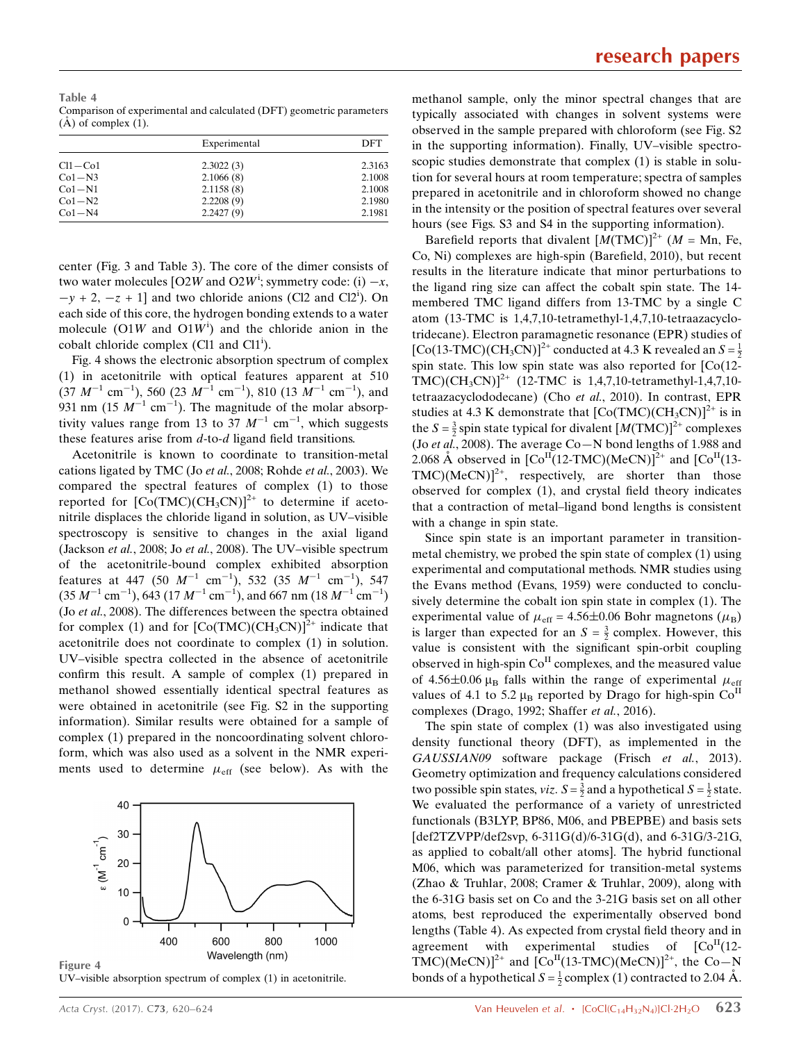**Table 4**
Comparison of experimental and calculated (DFT) geometric parameters (Å) of complex (1).

| | Experimental | DFT |
|---|---|---|
| Cl1—Co1 | 2.3022 (3) | 2.3163 |
| Co1—N3 | 2.1066 (8) | 2.1008 |
| Co1—N1 | 2.1158 (8) | 2.1008 |
| Co1—N2 | 2.2208 (9) | 2.1980 |
| Co1—N4 | 2.2427 (9) | 2.1981 |

center (Fig. 3 and Table 3). The core of the dimer consists of two water molecules [O2*W* and O2*W*$^{i}$; symmetry code: (i) $-x$, $-y + 2$, $-z + 1$] and two chloride anions (Cl2 and Cl2$^{i}$). On each side of this core, the hydrogen bonding extends to a water molecule (O1*W* and O1*W*$^{i}$) and the chloride anion in the cobalt chloride complex (Cl1 and Cl1$^{i}$).

Fig. 4 shows the electronic absorption spectrum of complex (1) in acetonitrile with optical features apparent at 510 (37 $M^{-1}$ cm$^{-1}$), 560 (23 $M^{-1}$ cm$^{-1}$), 810 (13 $M^{-1}$ cm$^{-1}$), and 931 nm (15 $M^{-1}$ cm$^{-1}$). The magnitude of the molar absorptivity values range from 13 to 37 $M^{-1}$ cm$^{-1}$, which suggests these features arise from *d*-to-*d* ligand field transitions.

Acetonitrile is known to coordinate to transition-metal cations ligated by TMC (Jo *et al.*, 2008; Rohde *et al.*, 2003). We compared the spectral features of complex (1) to those reported for $[Co(TMC)(CH_3CN)]^{2+}$ to determine if acetonitrile displaces the chloride ligand in solution, as UV–visible spectroscopy is sensitive to changes in the axial ligand (Jackson *et al.*, 2008; Jo *et al.*, 2008). The UV–visible spectrum of the acetonitrile-bound complex exhibited absorption features at 447 (50 $M^{-1}$ cm$^{-1}$), 532 (35 $M^{-1}$ cm$^{-1}$), 547 (35 $M^{-1}$ cm$^{-1}$), 643 (17 $M^{-1}$ cm$^{-1}$), and 667 nm (18 $M^{-1}$ cm$^{-1}$) (Jo *et al.*, 2008). The differences between the spectra obtained for complex (1) and for $[Co(TMC)(CH_3CN)]^{2+}$ indicate that acetonitrile does not coordinate to complex (1) in solution. UV–visible spectra collected in the absence of acetonitrile confirm this result. A sample of complex (1) prepared in methanol showed essentially identical spectral features as were obtained in acetonitrile (see Fig. S2 in the supporting information). Similar results were obtained for a sample of complex (1) prepared in the noncoordinating solvent chloroform, which was also used as a solvent in the NMR experiments used to determine $\mu_{eff}$ (see below). As with the methanol sample, only the minor spectral changes that are typically associated with changes in solvent systems were observed in the sample prepared with chloroform (see Fig. S2 in the supporting information). Finally, UV–visible spectroscopic studies demonstrate that complex (1) is stable in solution for several hours at room temperature; spectra of samples prepared in acetonitrile and in chloroform showed no change in the intensity or the position of spectral features over several hours (see Figs. S3 and S4 in the supporting information).

**Figure 4**
UV–visible absorption spectrum of complex (1) in acetonitrile.

Barefield reports that divalent $[M(TMC)]^{2+}$ (*M* = Mn, Fe, Co, Ni) complexes are high-spin (Barefield, 2010), but recent results in the literature indicate that minor perturbations to the ligand ring size can affect the cobalt spin state. The 14-membered TMC ligand differs from 13-TMC by a single C atom (13-TMC is 1,4,7,10-tetramethyl-1,4,7,10-tetraazacyclotridecane). Electron paramagnetic resonance (EPR) studies of $[Co(13\text{-}TMC)(CH_3CN)]^{2+}$ conducted at 4.3 K revealed an $S = \frac{1}{2}$ spin state. This low spin state was also reported for $[Co(12\text{-}TMC)(CH_3CN)]^{2+}$ (12-TMC is 1,4,7,10-tetramethyl-1,4,7,10-tetraazacyclododecane) (Cho *et al.*, 2010). In contrast, EPR studies at 4.3 K demonstrate that $[Co(TMC)(CH_3CN)]^{2+}$ is in the $S = \frac{3}{2}$ spin state typical for divalent $[M(TMC)]^{2+}$ complexes (Jo *et al.*, 2008). The average Co—N bond lengths of 1.988 and 2.068 Å observed in $[Co^{II}(12\text{-}TMC)(MeCN)]^{2+}$ and $[Co^{II}(13\text{-}TMC)(MeCN)]^{2+}$, respectively, are shorter than those observed for complex (1), and crystal field theory indicates that a contraction of metal–ligand bond lengths is consistent with a change in spin state.

Since spin state is an important parameter in transition-metal chemistry, we probed the spin state of complex (1) using experimental and computational methods. NMR studies using the Evans method (Evans, 1959) were conducted to conclusively determine the cobalt ion spin state in complex (1). The experimental value of $\mu_{eff}$ = 4.56±0.06 Bohr magnetons ($\mu_B$) is larger than expected for an $S = \frac{3}{2}$ complex. However, this value is consistent with the significant spin-orbit coupling observed in high-spin Co$^{II}$ complexes, and the measured value of 4.56±0.06 $\mu_B$ falls within the range of experimental $\mu_{eff}$ values of 4.1 to 5.2 $\mu_B$ reported by Drago for high-spin Co$^{II}$ complexes (Drago, 1992; Shaffer *et al.*, 2016).

The spin state of complex (1) was also investigated using density functional theory (DFT), as implemented in the *GAUSSIAN09* software package (Frisch *et al.*, 2013). Geometry optimization and frequency calculations considered two possible spin states, *viz.* $S = \frac{3}{2}$ and a hypothetical $S = \frac{1}{2}$ state. We evaluated the performance of a variety of unrestricted functionals (B3LYP, BP86, M06, and PBEPBE) and basis sets [def2TZVPP/def2svp, 6-311G(d)/6-31G(d), and 6-31G/3-21G, as applied to cobalt/all other atoms]. The hybrid functional M06, which was parameterized for transition-metal systems (Zhao & Truhlar, 2008; Cramer & Truhlar, 2009), along with the 6-31G basis set on Co and the 3-21G basis set on all other atoms, best reproduced the experimentally observed bond lengths (Table 4). As expected from crystal field theory and in agreement with experimental studies of $[Co^{II}(12\text{-}TMC)(MeCN)]^{2+}$ and $[Co^{II}(13\text{-}TMC)(MeCN)]^{2+}$, the Co—N bonds of a hypothetical $S = \frac{1}{2}$ complex (1) contracted to 2.04 Å.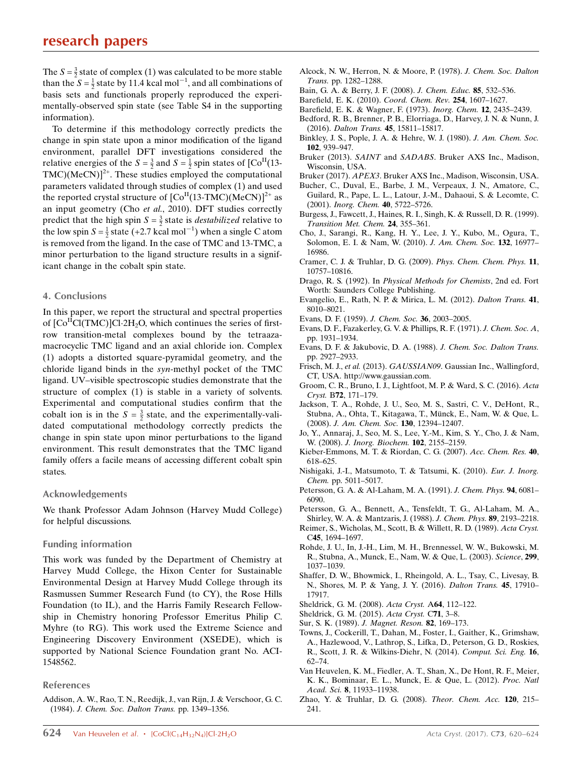The $S = \frac{3}{2}$ state of complex (1) was calculated to be more stable than the $S = \frac{1}{2}$ state by 11.4 kcal mol$^{-1}$, and all combinations of basis sets and functionals properly reproduced the experimentally-observed spin state (see Table S4 in the supporting information).

To determine if this methodology correctly predicts the change in spin state upon a minor modification of the ligand environment, parallel DFT investigations considered the relative energies of the $S = \frac{3}{2}$ and $S = \frac{1}{2}$ spin states of $[Co^{II}$(13-TMC)(MeCN)$]^{2+}$. These studies employed the computational parameters validated through studies of complex (1) and used the reported crystal structure of $[Co^{II}$(13-TMC)(MeCN)$]^{2+}$ as an input geometry (Cho *et al.*, 2010). DFT studies correctly predict that the high spin $S = \frac{3}{2}$ state is *destabilized* relative to the low spin $S = \frac{1}{2}$ state (+2.7 kcal mol$^{-1}$) when a single C atom is removed from the ligand. In the case of TMC and 13-TMC, a minor perturbation to the ligand structure results in a significant change in the cobalt spin state.

## 4. Conclusions

In this paper, we report the structural and spectral properties of $[Co^{II}Cl(TMC)]Cl\cdot 2H_2O$, which continues the series of first-row transition-metal complexes bound by the tetraazamacrocyclic TMC ligand and an axial chloride ion. Complex (1) adopts a distorted square-pyramidal geometry, and the chloride ligand binds in the *syn*-methyl pocket of the TMC ligand. UV–visible spectroscopic studies demonstrate that the structure of complex (1) is stable in a variety of solvents. Experimental and computational studies confirm that the cobalt ion is in the $S = \frac{3}{2}$ state, and the experimentally-validated computational methodology correctly predicts the change in spin state upon minor perturbations to the ligand environment. This result demonstrates that the TMC ligand family offers a facile means of accessing different cobalt spin states.

### Acknowledgements

We thank Professor Adam Johnson (Harvey Mudd College) for helpful discussions.

### Funding information

This work was funded by the Department of Chemistry at Harvey Mudd College, the Hixon Center for Sustainable Environmental Design at Harvey Mudd College through its Rasmussen Summer Research Fund (to CY), the Rose Hills Foundation (to IL), and the Harris Family Research Fellowship in Chemistry honoring Professor Emeritus Philip C. Myhre (to RG). This work used the Extreme Science and Engineering Discovery Environment (XSEDE), which is supported by National Science Foundation grant No. ACI-1548562.

### References

Addison, A. W., Rao, T. N., Reedijk, J., van Rijn, J. & Verschoor, G. C. (1984). *J. Chem. Soc. Dalton Trans.* pp. 1349–1356.

Alcock, N. W., Herron, N. & Moore, P. (1978). *J. Chem. Soc. Dalton Trans.* pp. 1282–1288.

Bain, G. A. & Berry, J. F. (2008). *J. Chem. Educ.* **85**, 532–536.

Barefield, E. K. (2010). *Coord. Chem. Rev.* **254**, 1607–1627.

Barefield, E. K. & Wagner, F. (1973). *Inorg. Chem.* **12**, 2435–2439.

Bedford, R. B., Brenner, P. B., Elorriaga, D., Harvey, J. N. & Nunn, J. (2016). *Dalton Trans.* **45**, 15811–15817.

Binkley, J. S., Pople, J. A. & Hehre, W. J. (1980). *J. Am. Chem. Soc.* **102**, 939–947.

Bruker (2013). *SAINT* and *SADABS*. Bruker AXS Inc., Madison, Wisconsin, USA.

Bruker (2017). *APEX3*. Bruker AXS Inc., Madison, Wisconsin, USA.

Bucher, C., Duval, E., Barbe, J. M., Verpeaux, J. N., Amatore, C., Guilard, R., Pape, L. L., Latour, J.-M., Dahaoui, S. & Lecomte, C. (2001). *Inorg. Chem.* **40**, 5722–5726.

Burgess, J., Fawcett, J., Haines, R. I., Singh, K. & Russell, D. R. (1999). *Transition Met. Chem.* **24**, 355–361.

Cho, J., Sarangi, R., Kang, H. Y., Lee, J. Y., Kubo, M., Ogura, T., Solomon, E. I. & Nam, W. (2010). *J. Am. Chem. Soc.* **132**, 16977–16986.

Cramer, C. J. & Truhlar, D. G. (2009). *Phys. Chem. Chem. Phys.* **11**, 10757–10816.

Drago, R. S. (1992). In *Physical Methods for Chemists*, 2nd ed. Fort Worth: Saunders College Publishing.

Evangelio, E., Rath, N. P. & Mirica, L. M. (2012). *Dalton Trans.* **41**, 8010–8021.

Evans, D. F. (1959). *J. Chem. Soc.* **36**, 2003–2005.

Evans, D. F., Fazakerley, G. V. & Phillips, R. F. (1971). *J. Chem. Soc. A*, pp. 1931–1934.

Evans, D. F. & Jakubovic, D. A. (1988). *J. Chem. Soc. Dalton Trans.* pp. 2927–2933.

Frisch, M. J., *et al.* (2013). *GAUSSIAN09*. Gaussian Inc., Wallingford, CT, USA. http://www.gaussian.com.

Groom, C. R., Bruno, I. J., Lightfoot, M. P. & Ward, S. C. (2016). *Acta Cryst.* B**72**, 171–179.

Jackson, T. A., Rohde, J. U., Seo, M. S., Sastri, C. V., DeHont, R., Stubna, A., Ohta, T., Kitagawa, T., Münck, E., Nam, W. & Que, L. (2008). *J. Am. Chem. Soc.* **130**, 12394–12407.

Jo, Y., Annaraj, J., Seo, M. S., Lee, Y.-M., Kim, S. Y., Cho, J. & Nam, W. (2008). *J. Inorg. Biochem.* **102**, 2155–2159.

Kieber-Emmons, M. T. & Riordan, C. G. (2007). *Acc. Chem. Res.* **40**, 618–625.

Nishigaki, J.-I., Matsumoto, T. & Tatsumi, K. (2010). *Eur. J. Inorg. Chem.* pp. 5011–5017.

Petersson, G. A. & Al-Laham, M. A. (1991). *J. Chem. Phys.* **94**, 6081–6090.

Petersson, G. A., Bennett, A., Tensfeldt, T. G., Al-Laham, M. A., Shirley, W. A. & Mantzaris, J. (1988). *J. Chem. Phys.* **89**, 2193–2218.

Reimer, S., Wicholas, M., Scott, B. & Willett, R. D. (1989). *Acta Cryst.* C**45**, 1694–1697.

Rohde, J. U., In, J.-H., Lim, M. H., Brennessel, W. W., Bukowski, M. R., Stubna, A., Munck, E., Nam, W. & Que, L. (2003). *Science*, **299**, 1037–1039.

Shaffer, D. W., Bhowmick, I., Rheingold, A. L., Tsay, C., Livesay, B. N., Shores, M. P. & Yang, J. Y. (2016). *Dalton Trans.* **45**, 17910–17917.

Sheldrick, G. M. (2008). *Acta Cryst.* A**64**, 112–122.

Sheldrick, G. M. (2015). *Acta Cryst.* C**71**, 3–8.

Sur, S. K. (1989). *J. Magnet. Reson.* **82**, 169–173.

Towns, J., Cockerill, T., Dahan, M., Foster, I., Gaither, K., Grimshaw, A., Hazlewood, V., Lathrop, S., Lifka, D., Peterson, G. D., Roskies, R., Scott, J. R. & Wilkins-Diehr, N. (2014). *Comput. Sci. Eng.* **16**, 62–74.

Van Heuvelen, K. M., Fiedler, A. T., Shan, X., De Hont, R. F., Meier, K. K., Bominaar, E. L., Munck, E. & Que, L. (2012). *Proc. Natl Acad. Sci.* **8**, 11933–11938.

Zhao, Y. & Truhlar, D. G. (2008). *Theor. Chem. Acc.* **120**, 215–241.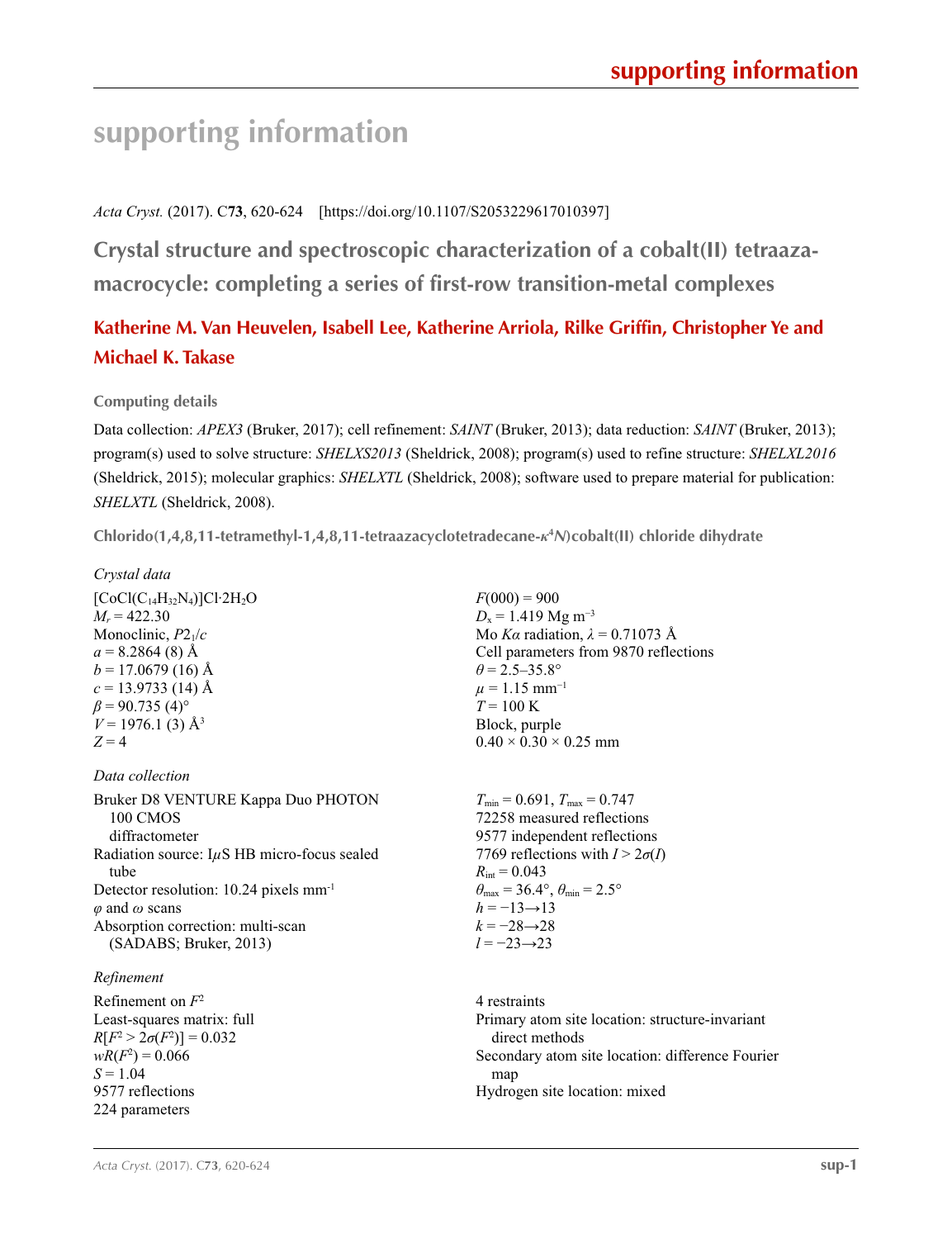# supporting information

*Acta Cryst.* (2017). C**73**, 620-624 [https://doi.org/10.1107/S2053229617010397]

## Crystal structure and spectroscopic characterization of a cobalt(II) tetraaza-macrocycle: completing a series of first-row transition-metal complexes

**Katherine M. Van Heuvelen, Isabell Lee, Katherine Arriola, Rilke Griffin, Christopher Ye and Michael K. Takase**

### Computing details

Data collection: *APEX3* (Bruker, 2017); cell refinement: *SAINT* (Bruker, 2013); data reduction: *SAINT* (Bruker, 2013); program(s) used to solve structure: *SHELXS2013* (Sheldrick, 2008); program(s) used to refine structure: *SHELXL2016* (Sheldrick, 2015); molecular graphics: *SHELXTL* (Sheldrick, 2008); software used to prepare material for publication: *SHELXTL* (Sheldrick, 2008).

### Chlorido(1,4,8,11-tetramethyl-1,4,8,11-tetraazacyclotetradecane-$\kappa^4N$)cobalt(II) chloride dihydrate

*Crystal data*

$[CoCl(C_{14}H_{32}N_4)]Cl{\cdot}2H_2O$
$M_r = 422.30$
Monoclinic, $P2_1/c$
$a = 8.2864$ (8) Å
$b = 17.0679$ (16) Å
$c = 13.9733$ (14) Å
$\beta = 90.735$ (4)°
$V = 1976.1$ (3) Å$^3$
$Z = 4$
$F(000) = 900$
$D_x = 1.419$ Mg m$^{-3}$
Mo $K\alpha$ radiation, $\lambda = 0.71073$ Å
Cell parameters from 9870 reflections
$\theta = 2.5$–35.8°
$\mu = 1.15$ mm$^{-1}$
$T = 100$ K
Block, purple
0.40 × 0.30 × 0.25 mm

*Data collection*

Bruker D8 VENTURE Kappa Duo PHOTON 100 CMOS diffractometer
Radiation source: I$\mu$S HB micro-focus sealed tube
Detector resolution: 10.24 pixels mm$^{-1}$
$\varphi$ and $\omega$ scans
Absorption correction: multi-scan (SADABS; Bruker, 2013)
$T_{min} = 0.691$, $T_{max} = 0.747$
72258 measured reflections
9577 independent reflections
7769 reflections with $I > 2\sigma(I)$
$R_{int} = 0.043$
$\theta_{max} = 36.4°$, $\theta_{min} = 2.5°$
$h = -13 \rightarrow 13$
$k = -28 \rightarrow 28$
$l = -23 \rightarrow 23$

*Refinement*

Refinement on $F^2$
Least-squares matrix: full
$R[F^2 > 2\sigma(F^2)] = 0.032$
$wR(F^2) = 0.066$
$S = 1.04$
9577 reflections
224 parameters
4 restraints
Primary atom site location: structure-invariant direct methods
Secondary atom site location: difference Fourier map
Hydrogen site location: mixed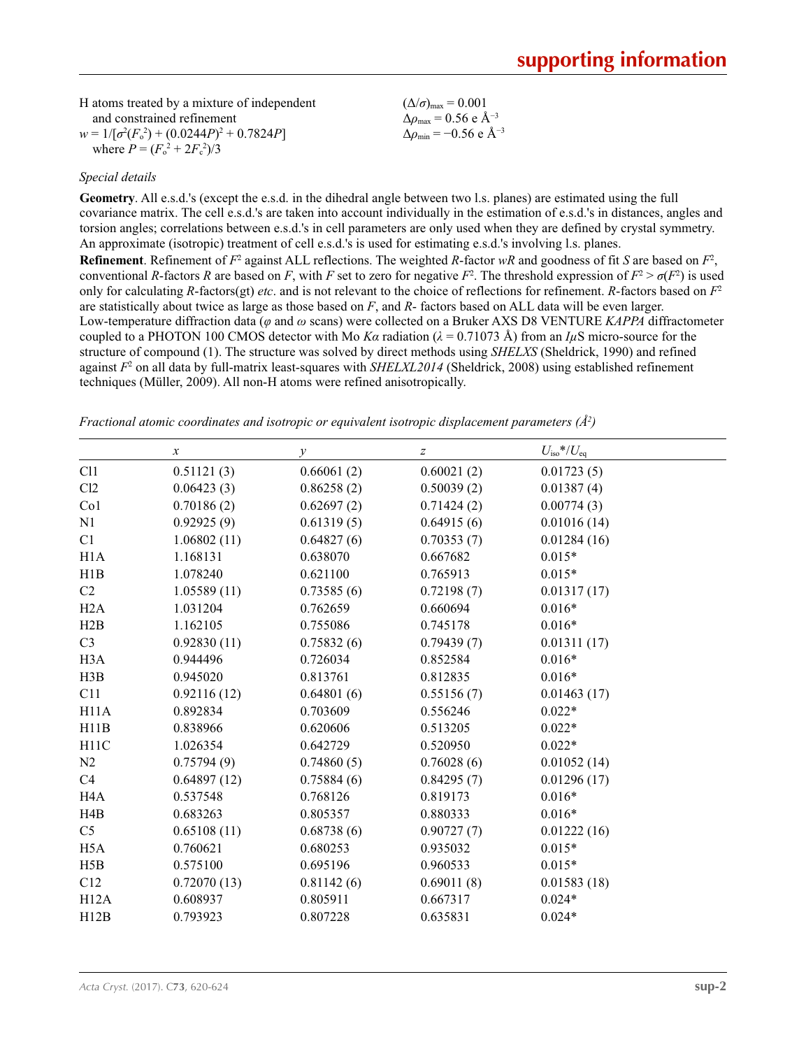H atoms treated by a mixture of independent and constrained refinement

$w = 1/[\sigma^2(F_o^2) + (0.0244P)^2 + 0.7824P]$ where $P = (F_o^2 + 2F_c^2)/3$

$(\Delta/\sigma)_{max} = 0.001$

$\Delta\rho_{max} = 0.56$ e Å$^{-3}$

$\Delta\rho_{min} = -0.56$ e Å$^{-3}$

### *Special details*

**Geometry**. All e.s.d.'s (except the e.s.d. in the dihedral angle between two l.s. planes) are estimated using the full covariance matrix. The cell e.s.d.'s are taken into account individually in the estimation of e.s.d.'s in distances, angles and torsion angles; correlations between e.s.d.'s in cell parameters are only used when they are defined by crystal symmetry. An approximate (isotropic) treatment of cell e.s.d.'s is used for estimating e.s.d.'s involving l.s. planes.

**Refinement**. Refinement of $F^2$ against ALL reflections. The weighted $R$-factor $wR$ and goodness of fit $S$ are based on $F^2$, conventional $R$-factors $R$ are based on $F$, with $F$ set to zero for negative $F^2$. The threshold expression of $F^2 > \sigma(F^2)$ is used only for calculating $R$-factors(gt) *etc*. and is not relevant to the choice of reflections for refinement. $R$-factors based on $F^2$ are statistically about twice as large as those based on $F$, and $R$- factors based on ALL data will be even larger. Low-temperature diffraction data ($\varphi$ and $\omega$ scans) were collected on a Bruker AXS D8 VENTURE *KAPPA* diffractometer coupled to a PHOTON 100 CMOS detector with Mo $K\alpha$ radiation ($\lambda = 0.71073$ Å) from an $I\mu$S micro-source for the structure of compound (1). The structure was solved by direct methods using *SHELXS* (Sheldrick, 1990) and refined against $F^2$ on all data by full-matrix least-squares with *SHELXL2014* (Sheldrick, 2008) using established refinement techniques (Müller, 2009). All non-H atoms were refined anisotropically.

*Fractional atomic coordinates and isotropic or equivalent isotropic displacement parameters (Å$^2$)*

| | $x$ | $y$ | $z$ | $U_{iso}$*/$U_{eq}$ |
|---|---|---|---|---|
| Cl1 | 0.51121 (3) | 0.66061 (2) | 0.60021 (2) | 0.01723 (5) |
| Cl2 | 0.06423 (3) | 0.86258 (2) | 0.50039 (2) | 0.01387 (4) |
| Co1 | 0.70186 (2) | 0.62697 (2) | 0.71424 (2) | 0.00774 (3) |
| N1 | 0.92925 (9) | 0.61319 (5) | 0.64915 (6) | 0.01016 (14) |
| C1 | 1.06802 (11) | 0.64827 (6) | 0.70353 (7) | 0.01284 (16) |
| H1A | 1.168131 | 0.638070 | 0.667682 | 0.015* |
| H1B | 1.078240 | 0.621100 | 0.765913 | 0.015* |
| C2 | 1.05589 (11) | 0.73585 (6) | 0.72198 (7) | 0.01317 (17) |
| H2A | 1.031204 | 0.762659 | 0.660694 | 0.016* |
| H2B | 1.162105 | 0.755086 | 0.745178 | 0.016* |
| C3 | 0.92830 (11) | 0.75832 (6) | 0.79439 (7) | 0.01311 (17) |
| H3A | 0.944496 | 0.726034 | 0.852584 | 0.016* |
| H3B | 0.945020 | 0.813761 | 0.812835 | 0.016* |
| C11 | 0.92116 (12) | 0.64801 (6) | 0.55156 (7) | 0.01463 (17) |
| H11A | 0.892834 | 0.703609 | 0.556246 | 0.022* |
| H11B | 0.838966 | 0.620606 | 0.513205 | 0.022* |
| H11C | 1.026354 | 0.642729 | 0.520950 | 0.022* |
| N2 | 0.75794 (9) | 0.74860 (5) | 0.76028 (6) | 0.01052 (14) |
| C4 | 0.64897 (12) | 0.75884 (6) | 0.84295 (7) | 0.01296 (17) |
| H4A | 0.537548 | 0.768126 | 0.819173 | 0.016* |
| H4B | 0.683263 | 0.805357 | 0.880333 | 0.016* |
| C5 | 0.65108 (11) | 0.68738 (6) | 0.90727 (7) | 0.01222 (16) |
| H5A | 0.760621 | 0.680253 | 0.935032 | 0.015* |
| H5B | 0.575100 | 0.695196 | 0.960533 | 0.015* |
| C12 | 0.72070 (13) | 0.81142 (6) | 0.69011 (8) | 0.01583 (18) |
| H12A | 0.608937 | 0.805911 | 0.667317 | 0.024* |
| H12B | 0.793923 | 0.807228 | 0.635831 | 0.024* |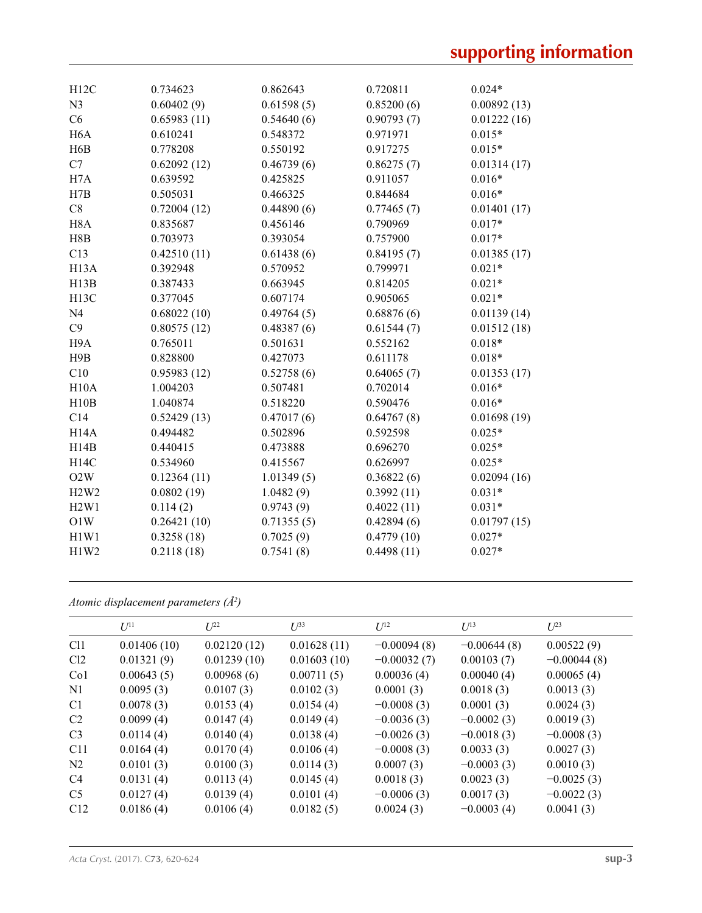| | | | | |
|---|---|---|---|---|
| H12C | 0.734623 | 0.862643 | 0.720811 | 0.024* |
| N3 | 0.60402 (9) | 0.61598 (5) | 0.85200 (6) | 0.00892 (13) |
| C6 | 0.65983 (11) | 0.54640 (6) | 0.90793 (7) | 0.01222 (16) |
| H6A | 0.610241 | 0.548372 | 0.971971 | 0.015* |
| H6B | 0.778208 | 0.550192 | 0.917275 | 0.015* |
| C7 | 0.62092 (12) | 0.46739 (6) | 0.86275 (7) | 0.01314 (17) |
| H7A | 0.639592 | 0.425825 | 0.911057 | 0.016* |
| H7B | 0.505031 | 0.466325 | 0.844684 | 0.016* |
| C8 | 0.72004 (12) | 0.44890 (6) | 0.77465 (7) | 0.01401 (17) |
| H8A | 0.835687 | 0.456146 | 0.790969 | 0.017* |
| H8B | 0.703973 | 0.393054 | 0.757900 | 0.017* |
| C13 | 0.42510 (11) | 0.61438 (6) | 0.84195 (7) | 0.01385 (17) |
| H13A | 0.392948 | 0.570952 | 0.799971 | 0.021* |
| H13B | 0.387433 | 0.663945 | 0.814205 | 0.021* |
| H13C | 0.377045 | 0.607174 | 0.905065 | 0.021* |
| N4 | 0.68022 (10) | 0.49764 (5) | 0.68876 (6) | 0.01139 (14) |
| C9 | 0.80575 (12) | 0.48387 (6) | 0.61544 (7) | 0.01512 (18) |
| H9A | 0.765011 | 0.501631 | 0.552162 | 0.018* |
| H9B | 0.828800 | 0.427073 | 0.611178 | 0.018* |
| C10 | 0.95983 (12) | 0.52758 (6) | 0.64065 (7) | 0.01353 (17) |
| H10A | 1.004203 | 0.507481 | 0.702014 | 0.016* |
| H10B | 1.040874 | 0.518220 | 0.590476 | 0.016* |
| C14 | 0.52429 (13) | 0.47017 (6) | 0.64767 (8) | 0.01698 (19) |
| H14A | 0.494482 | 0.502896 | 0.592598 | 0.025* |
| H14B | 0.440415 | 0.473888 | 0.696270 | 0.025* |
| H14C | 0.534960 | 0.415567 | 0.626997 | 0.025* |
| O2W | 0.12364 (11) | 1.01349 (5) | 0.36822 (6) | 0.02094 (16) |
| H2W2 | 0.0802 (19) | 1.0482 (9) | 0.3992 (11) | 0.031* |
| H2W1 | 0.114 (2) | 0.9743 (9) | 0.4022 (11) | 0.031* |
| O1W | 0.26421 (10) | 0.71355 (5) | 0.42894 (6) | 0.01797 (15) |
| H1W1 | 0.3258 (18) | 0.7025 (9) | 0.4779 (10) | 0.027* |
| H1W2 | 0.2118 (18) | 0.7541 (8) | 0.4498 (11) | 0.027* |

*Atomic displacement parameters (Å$^2$)*

| | $U^{11}$ | $U^{22}$ | $U^{33}$ | $U^{12}$ | $U^{13}$ | $U^{23}$ |
|---|---|---|---|---|---|---|
| Cl1 | 0.01406 (10) | 0.02120 (12) | 0.01628 (11) | −0.00094 (8) | −0.00644 (8) | 0.00522 (9) |
| Cl2 | 0.01321 (9) | 0.01239 (10) | 0.01603 (10) | −0.00032 (7) | 0.00103 (7) | −0.00044 (8) |
| Co1 | 0.00643 (5) | 0.00968 (6) | 0.00711 (5) | 0.00036 (4) | 0.00040 (4) | 0.00065 (4) |
| N1 | 0.0095 (3) | 0.0107 (3) | 0.0102 (3) | 0.0001 (3) | 0.0018 (3) | 0.0013 (3) |
| C1 | 0.0078 (3) | 0.0153 (4) | 0.0154 (4) | −0.0008 (3) | 0.0001 (3) | 0.0024 (3) |
| C2 | 0.0099 (4) | 0.0147 (4) | 0.0149 (4) | −0.0036 (3) | −0.0002 (3) | 0.0019 (3) |
| C3 | 0.0114 (4) | 0.0140 (4) | 0.0138 (4) | −0.0026 (3) | −0.0018 (3) | −0.0008 (3) |
| C11 | 0.0164 (4) | 0.0170 (4) | 0.0106 (4) | −0.0008 (3) | 0.0033 (3) | 0.0027 (3) |
| N2 | 0.0101 (3) | 0.0100 (3) | 0.0114 (3) | 0.0007 (3) | −0.0003 (3) | 0.0010 (3) |
| C4 | 0.0131 (4) | 0.0113 (4) | 0.0145 (4) | 0.0018 (3) | 0.0023 (3) | −0.0025 (3) |
| C5 | 0.0127 (4) | 0.0139 (4) | 0.0101 (4) | −0.0006 (3) | 0.0017 (3) | −0.0022 (3) |
| C12 | 0.0186 (4) | 0.0106 (4) | 0.0182 (5) | 0.0024 (3) | −0.0003 (4) | 0.0041 (3) |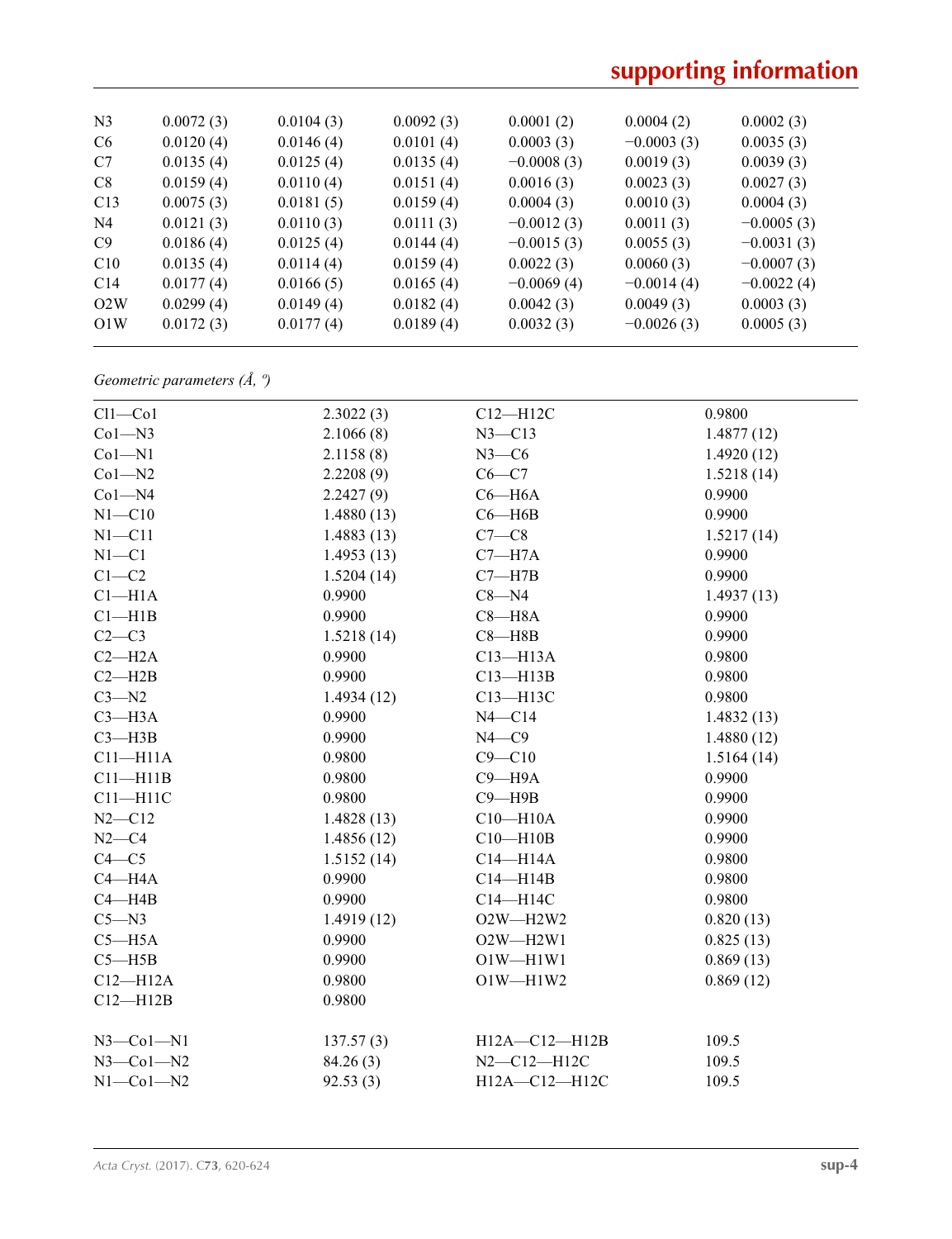| | | | | | | |
|---|---|---|---|---|---|---|
| N3 | 0.0072 (3) | 0.0104 (3) | 0.0092 (3) | 0.0001 (2) | 0.0004 (2) | 0.0002 (3) |
| C6 | 0.0120 (4) | 0.0146 (4) | 0.0101 (4) | 0.0003 (3) | −0.0003 (3) | 0.0035 (3) |
| C7 | 0.0135 (4) | 0.0125 (4) | 0.0135 (4) | −0.0008 (3) | 0.0019 (3) | 0.0039 (3) |
| C8 | 0.0159 (4) | 0.0110 (4) | 0.0151 (4) | 0.0016 (3) | 0.0023 (3) | 0.0027 (3) |
| C13 | 0.0075 (3) | 0.0181 (5) | 0.0159 (4) | 0.0004 (3) | 0.0010 (3) | 0.0004 (3) |
| N4 | 0.0121 (3) | 0.0110 (3) | 0.0111 (3) | −0.0012 (3) | 0.0011 (3) | −0.0005 (3) |
| C9 | 0.0186 (4) | 0.0125 (4) | 0.0144 (4) | −0.0015 (3) | 0.0055 (3) | −0.0031 (3) |
| C10 | 0.0135 (4) | 0.0114 (4) | 0.0159 (4) | 0.0022 (3) | 0.0060 (3) | −0.0007 (3) |
| C14 | 0.0177 (4) | 0.0166 (5) | 0.0165 (4) | −0.0069 (4) | −0.0014 (4) | −0.0022 (4) |
| O2W | 0.0299 (4) | 0.0149 (4) | 0.0182 (4) | 0.0042 (3) | 0.0049 (3) | 0.0003 (3) |
| O1W | 0.0172 (3) | 0.0177 (4) | 0.0189 (4) | 0.0032 (3) | −0.0026 (3) | 0.0005 (3) |

*Geometric parameters (Å, º)*

| | | | |
|---|---|---|---|
| Cl1—Co1 | 2.3022 (3) | C12—H12C | 0.9800 |
| Co1—N3 | 2.1066 (8) | N3—C13 | 1.4877 (12) |
| Co1—N1 | 2.1158 (8) | N3—C6 | 1.4920 (12) |
| Co1—N2 | 2.2208 (9) | C6—C7 | 1.5218 (14) |
| Co1—N4 | 2.2427 (9) | C6—H6A | 0.9900 |
| N1—C10 | 1.4880 (13) | C6—H6B | 0.9900 |
| N1—C11 | 1.4883 (13) | C7—C8 | 1.5217 (14) |
| N1—C1 | 1.4953 (13) | C7—H7A | 0.9900 |
| C1—C2 | 1.5204 (14) | C7—H7B | 0.9900 |
| C1—H1A | 0.9900 | C8—N4 | 1.4937 (13) |
| C1—H1B | 0.9900 | C8—H8A | 0.9900 |
| C2—C3 | 1.5218 (14) | C8—H8B | 0.9900 |
| C2—H2A | 0.9900 | C13—H13A | 0.9800 |
| C2—H2B | 0.9900 | C13—H13B | 0.9800 |
| C3—N2 | 1.4934 (12) | C13—H13C | 0.9800 |
| C3—H3A | 0.9900 | N4—C14 | 1.4832 (13) |
| C3—H3B | 0.9900 | N4—C9 | 1.4880 (12) |
| C11—H11A | 0.9800 | C9—C10 | 1.5164 (14) |
| C11—H11B | 0.9800 | C9—H9A | 0.9900 |
| C11—H11C | 0.9800 | C9—H9B | 0.9900 |
| N2—C12 | 1.4828 (13) | C10—H10A | 0.9900 |
| N2—C4 | 1.4856 (12) | C10—H10B | 0.9900 |
| C4—C5 | 1.5152 (14) | C14—H14A | 0.9800 |
| C4—H4A | 0.9900 | C14—H14B | 0.9800 |
| C4—H4B | 0.9900 | C14—H14C | 0.9800 |
| C5—N3 | 1.4919 (12) | O2W—H2W2 | 0.820 (13) |
| C5—H5A | 0.9900 | O2W—H2W1 | 0.825 (13) |
| C5—H5B | 0.9900 | O1W—H1W1 | 0.869 (13) |
| C12—H12A | 0.9800 | O1W—H1W2 | 0.869 (12) |
| C12—H12B | 0.9800 | | |
| | | | |
| N3—Co1—N1 | 137.57 (3) | H12A—C12—H12B | 109.5 |
| N3—Co1—N2 | 84.26 (3) | N2—C12—H12C | 109.5 |
| N1—Co1—N2 | 92.53 (3) | H12A—C12—H12C | 109.5 |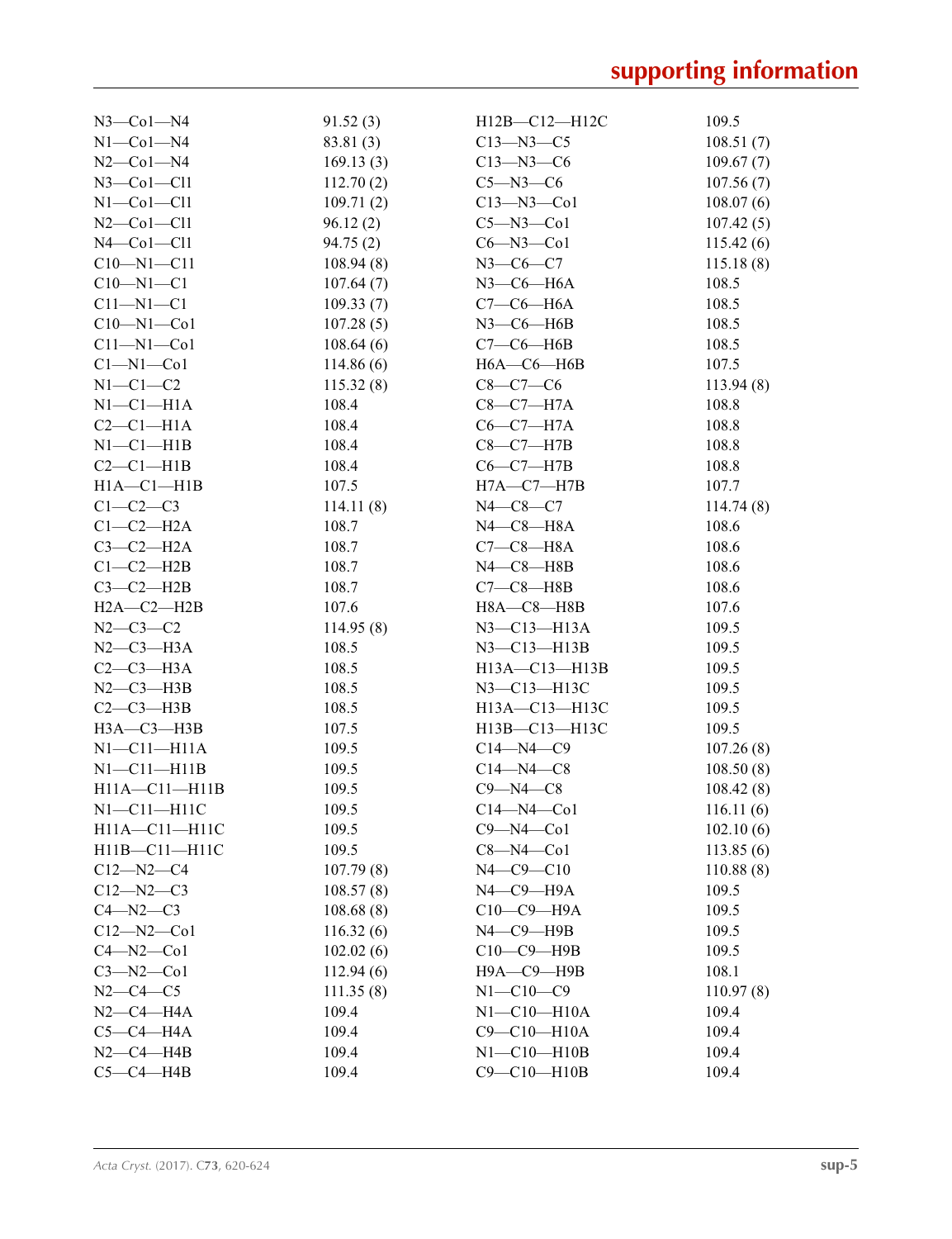| | | | |
|---|---|---|---|
| N3—Co1—N4 | 91.52 (3) | H12B—C12—H12C | 109.5 |
| N1—Co1—N4 | 83.81 (3) | C13—N3—C5 | 108.51 (7) |
| N2—Co1—N4 | 169.13 (3) | C13—N3—C6 | 109.67 (7) |
| N3—Co1—Cl1 | 112.70 (2) | C5—N3—C6 | 107.56 (7) |
| N1—Co1—Cl1 | 109.71 (2) | C13—N3—Co1 | 108.07 (6) |
| N2—Co1—Cl1 | 96.12 (2) | C5—N3—Co1 | 107.42 (5) |
| N4—Co1—Cl1 | 94.75 (2) | C6—N3—Co1 | 115.42 (6) |
| C10—N1—C11 | 108.94 (8) | N3—C6—C7 | 115.18 (8) |
| C10—N1—C1 | 107.64 (7) | N3—C6—H6A | 108.5 |
| C11—N1—C1 | 109.33 (7) | C7—C6—H6A | 108.5 |
| C10—N1—Co1 | 107.28 (5) | N3—C6—H6B | 108.5 |
| C11—N1—Co1 | 108.64 (6) | C7—C6—H6B | 108.5 |
| C1—N1—Co1 | 114.86 (6) | H6A—C6—H6B | 107.5 |
| N1—C1—C2 | 115.32 (8) | C8—C7—C6 | 113.94 (8) |
| N1—C1—H1A | 108.4 | C8—C7—H7A | 108.8 |
| C2—C1—H1A | 108.4 | C6—C7—H7A | 108.8 |
| N1—C1—H1B | 108.4 | C8—C7—H7B | 108.8 |
| C2—C1—H1B | 108.4 | C6—C7—H7B | 108.8 |
| H1A—C1—H1B | 107.5 | H7A—C7—H7B | 107.7 |
| C1—C2—C3 | 114.11 (8) | N4—C8—C7 | 114.74 (8) |
| C1—C2—H2A | 108.7 | N4—C8—H8A | 108.6 |
| C3—C2—H2A | 108.7 | C7—C8—H8A | 108.6 |
| C1—C2—H2B | 108.7 | N4—C8—H8B | 108.6 |
| C3—C2—H2B | 108.7 | C7—C8—H8B | 108.6 |
| H2A—C2—H2B | 107.6 | H8A—C8—H8B | 107.6 |
| N2—C3—C2 | 114.95 (8) | N3—C13—H13A | 109.5 |
| N2—C3—H3A | 108.5 | N3—C13—H13B | 109.5 |
| C2—C3—H3A | 108.5 | H13A—C13—H13B | 109.5 |
| N2—C3—H3B | 108.5 | N3—C13—H13C | 109.5 |
| C2—C3—H3B | 108.5 | H13A—C13—H13C | 109.5 |
| H3A—C3—H3B | 107.5 | H13B—C13—H13C | 109.5 |
| N1—C11—H11A | 109.5 | C14—N4—C9 | 107.26 (8) |
| N1—C11—H11B | 109.5 | C14—N4—C8 | 108.50 (8) |
| H11A—C11—H11B | 109.5 | C9—N4—C8 | 108.42 (8) |
| N1—C11—H11C | 109.5 | C14—N4—Co1 | 116.11 (6) |
| H11A—C11—H11C | 109.5 | C9—N4—Co1 | 102.10 (6) |
| H11B—C11—H11C | 109.5 | C8—N4—Co1 | 113.85 (6) |
| C12—N2—C4 | 107.79 (8) | N4—C9—C10 | 110.88 (8) |
| C12—N2—C3 | 108.57 (8) | N4—C9—H9A | 109.5 |
| C4—N2—C3 | 108.68 (8) | C10—C9—H9A | 109.5 |
| C12—N2—Co1 | 116.32 (6) | N4—C9—H9B | 109.5 |
| C4—N2—Co1 | 102.02 (6) | C10—C9—H9B | 109.5 |
| C3—N2—Co1 | 112.94 (6) | H9A—C9—H9B | 108.1 |
| N2—C4—C5 | 111.35 (8) | N1—C10—C9 | 110.97 (8) |
| N2—C4—H4A | 109.4 | N1—C10—H10A | 109.4 |
| C5—C4—H4A | 109.4 | C9—C10—H10A | 109.4 |
| N2—C4—H4B | 109.4 | N1—C10—H10B | 109.4 |
| C5—C4—H4B | 109.4 | C9—C10—H10B | 109.4 |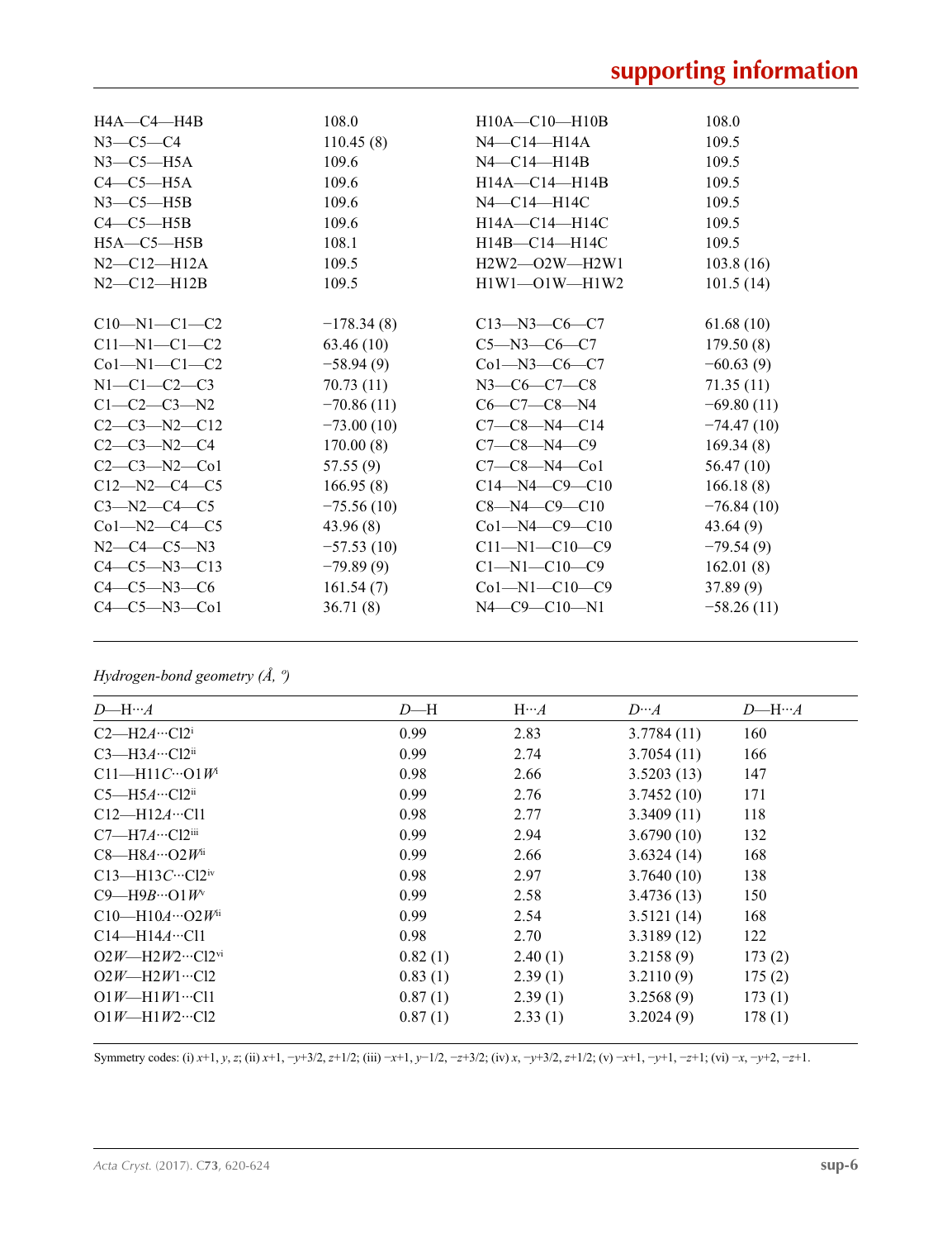| | | | |
|---|---|---|---|
| H4A—C4—H4B | 108.0 | H10A—C10—H10B | 108.0 |
| N3—C5—C4 | 110.45 (8) | N4—C14—H14A | 109.5 |
| N3—C5—H5A | 109.6 | N4—C14—H14B | 109.5 |
| C4—C5—H5A | 109.6 | H14A—C14—H14B | 109.5 |
| N3—C5—H5B | 109.6 | N4—C14—H14C | 109.5 |
| C4—C5—H5B | 109.6 | H14A—C14—H14C | 109.5 |
| H5A—C5—H5B | 108.1 | H14B—C14—H14C | 109.5 |
| N2—C12—H12A | 109.5 | H2W2—O2W—H2W1 | 103.8 (16) |
| N2—C12—H12B | 109.5 | H1W1—O1W—H1W2 | 101.5 (14) |

| | | | |
|---|---|---|---|
| C10—N1—C1—C2 | −178.34 (8) | C13—N3—C6—C7 | 61.68 (10) |
| C11—N1—C1—C2 | 63.46 (10) | C5—N3—C6—C7 | 179.50 (8) |
| Co1—N1—C1—C2 | −58.94 (9) | Co1—N3—C6—C7 | −60.63 (9) |
| N1—C1—C2—C3 | 70.73 (11) | N3—C6—C7—C8 | 71.35 (11) |
| C1—C2—C3—N2 | −70.86 (11) | C6—C7—C8—N4 | −69.80 (11) |
| C2—C3—N2—C12 | −73.00 (10) | C7—C8—N4—C14 | −74.47 (10) |
| C2—C3—N2—C4 | 170.00 (8) | C7—C8—N4—C9 | 169.34 (8) |
| C2—C3—N2—Co1 | 57.55 (9) | C7—C8—N4—Co1 | 56.47 (10) |
| C12—N2—C4—C5 | 166.95 (8) | C14—N4—C9—C10 | 166.18 (8) |
| C3—N2—C4—C5 | −75.56 (10) | C8—N4—C9—C10 | −76.84 (10) |
| Co1—N2—C4—C5 | 43.96 (8) | Co1—N4—C9—C10 | 43.64 (9) |
| N2—C4—C5—N3 | −57.53 (10) | C11—N1—C10—C9 | −79.54 (9) |
| C4—C5—N3—C13 | −79.89 (9) | C1—N1—C10—C9 | 162.01 (8) |
| C4—C5—N3—C6 | 161.54 (7) | Co1—N1—C10—C9 | 37.89 (9) |
| C4—C5—N3—Co1 | 36.71 (8) | N4—C9—C10—N1 | −58.26 (11) |

*Hydrogen-bond geometry (Å, º)*

| *D*—H···*A* | *D*—H | H···*A* | *D*···*A* | *D*—H···*A* |
|---|---|---|---|---|
| C2—H2*A*···Cl2[i] | 0.99 | 2.83 | 3.7784 (11) | 160 |
| C3—H3*A*···Cl2[ii] | 0.99 | 2.74 | 3.7054 (11) | 166 |
| C11—H11*C*···O1*W*[i] | 0.98 | 2.66 | 3.5203 (13) | 147 |
| C5—H5*A*···Cl2[ii] | 0.99 | 2.76 | 3.7452 (10) | 171 |
| C12—H12*A*···Cl1 | 0.98 | 2.77 | 3.3409 (11) | 118 |
| C7—H7*A*···Cl2[iii] | 0.99 | 2.94 | 3.6790 (10) | 132 |
| C8—H8*A*···O2*W*[ii] | 0.99 | 2.66 | 3.6324 (14) | 168 |
| C13—H13*C*···Cl2[iv] | 0.98 | 2.97 | 3.7640 (10) | 138 |
| C9—H9*B*···O1*W*[v] | 0.99 | 2.58 | 3.4736 (13) | 150 |
| C10—H10*A*···O2*W*[ii] | 0.99 | 2.54 | 3.5121 (14) | 168 |
| C14—H14*A*···Cl1 | 0.98 | 2.70 | 3.3189 (12) | 122 |
| O2*W*—H2*W*2···Cl2[vi] | 0.82 (1) | 2.40 (1) | 3.2158 (9) | 173 (2) |
| O2*W*—H2*W*1···Cl2 | 0.83 (1) | 2.39 (1) | 3.2110 (9) | 175 (2) |
| O1*W*—H1*W*1···Cl1 | 0.87 (1) | 2.39 (1) | 3.2568 (9) | 173 (1) |
| O1*W*—H1*W*2···Cl2 | 0.87 (1) | 2.33 (1) | 3.2024 (9) | 178 (1) |

Symmetry codes: (i) $x+1, y, z$; (ii) $x+1, -y+3/2, z+1/2$; (iii) $-x+1, y-1/2, -z+3/2$; (iv) $x, -y+3/2, z+1/2$; (v) $-x+1, -y+1, -z+1$; (vi) $-x, -y+2, -z+1$.